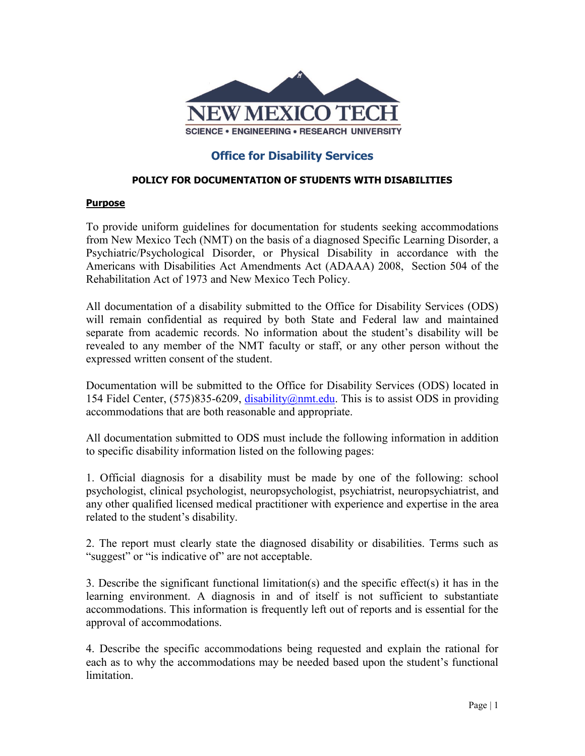NEW MEXICO TECH

SCIENCE • ENGINEERING • RESEARCH UNIVERSITY

## Office for Disability Services

### POLICY FOR DOCUMENTATION OF STUDENTS WITH DISABILITIES

**Purpose**

To provide uniform guidelines for documentation for students seeking accommodations from New Mexico Tech (NMT) on the basis of a diagnosed Specific Learning Disorder, a Psychiatric/Psychological Disorder, or Physical Disability in accordance with the Americans with Disabilities Act Amendments Act (ADAAA) 2008, Section 504 of the Rehabilitation Act of 1973 and New Mexico Tech Policy.

All documentation of a disability submitted to the Office for Disability Services (ODS) will remain confidential as required by both State and Federal law and maintained separate from academic records. No information about the student's disability will be revealed to any member of the NMT faculty or staff, or any other person without the expressed written consent of the student.

Documentation will be submitted to the Office for Disability Services (ODS) located in 154 Fidel Center, (575)835-6209, disability@nmt.edu. This is to assist ODS in providing accommodations that are both reasonable and appropriate.

All documentation submitted to ODS must include the following information in addition to specific disability information listed on the following pages:

1. Official diagnosis for a disability must be made by one of the following: school psychologist, clinical psychologist, neuropsychologist, psychiatrist, neuropsychiatrist, and any other qualified licensed medical practitioner with experience and expertise in the area related to the student's disability.

2. The report must clearly state the diagnosed disability or disabilities. Terms such as "suggest" or "is indicative of" are not acceptable.

3. Describe the significant functional limitation(s) and the specific effect(s) it has in the learning environment. A diagnosis in and of itself is not sufficient to substantiate accommodations. This information is frequently left out of reports and is essential for the approval of accommodations.

4. Describe the specific accommodations being requested and explain the rational for each as to why the accommodations may be needed based upon the student's functional limitation.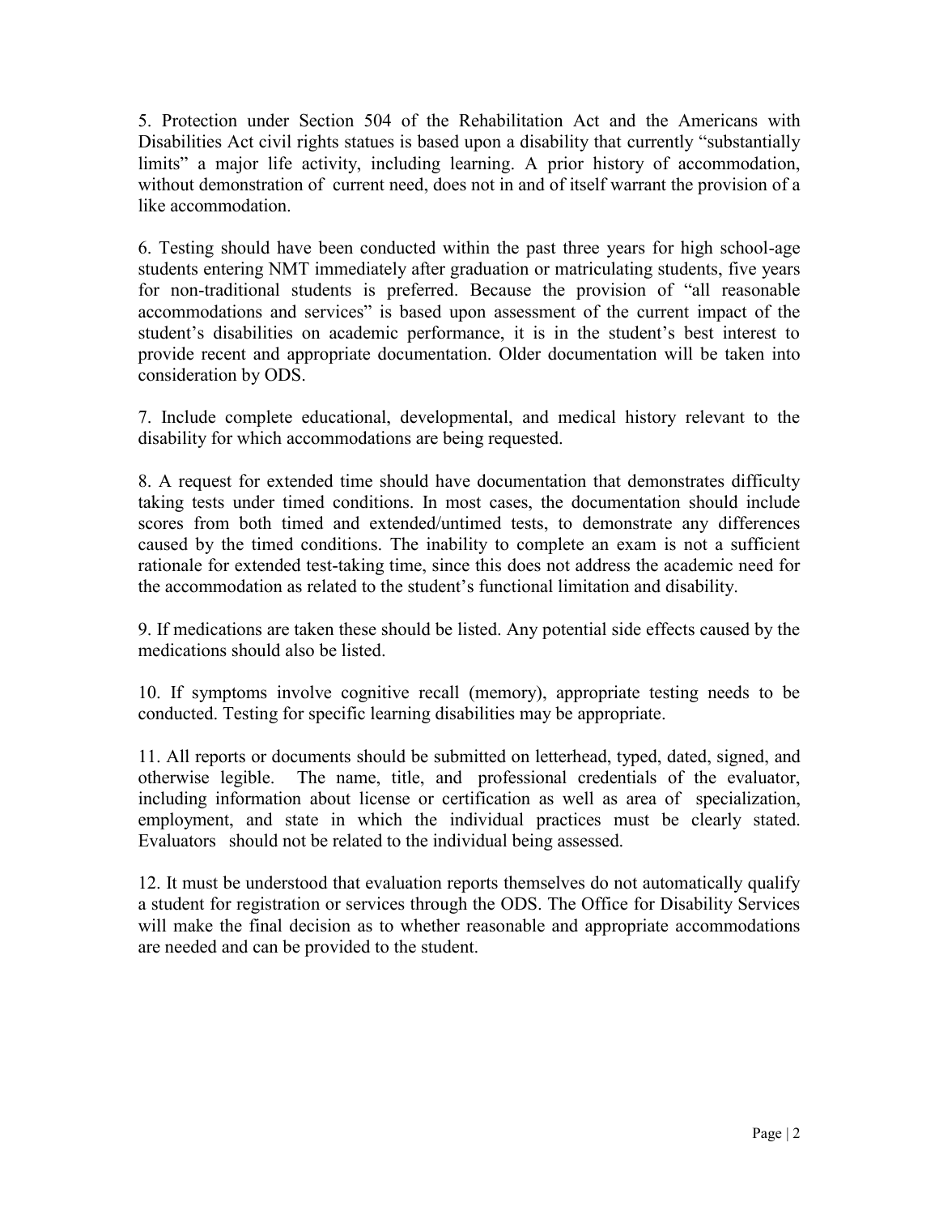5. Protection under Section 504 of the Rehabilitation Act and the Americans with Disabilities Act civil rights statues is based upon a disability that currently "substantially limits" a major life activity, including learning. A prior history of accommodation, without demonstration of current need, does not in and of itself warrant the provision of a like accommodation.

6. Testing should have been conducted within the past three years for high school-age students entering NMT immediately after graduation or matriculating students, five years for non-traditional students is preferred. Because the provision of "all reasonable accommodations and services" is based upon assessment of the current impact of the student's disabilities on academic performance, it is in the student's best interest to provide recent and appropriate documentation. Older documentation will be taken into consideration by ODS.

7. Include complete educational, developmental, and medical history relevant to the disability for which accommodations are being requested.

8. A request for extended time should have documentation that demonstrates difficulty taking tests under timed conditions. In most cases, the documentation should include scores from both timed and extended/untimed tests, to demonstrate any differences caused by the timed conditions. The inability to complete an exam is not a sufficient rationale for extended test-taking time, since this does not address the academic need for the accommodation as related to the student's functional limitation and disability.

9. If medications are taken these should be listed. Any potential side effects caused by the medications should also be listed.

10. If symptoms involve cognitive recall (memory), appropriate testing needs to be conducted. Testing for specific learning disabilities may be appropriate.

11. All reports or documents should be submitted on letterhead, typed, dated, signed, and otherwise legible. The name, title, and professional credentials of the evaluator, including information about license or certification as well as area of specialization, employment, and state in which the individual practices must be clearly stated. Evaluators should not be related to the individual being assessed.

12. It must be understood that evaluation reports themselves do not automatically qualify a student for registration or services through the ODS. The Office for Disability Services will make the final decision as to whether reasonable and appropriate accommodations are needed and can be provided to the student.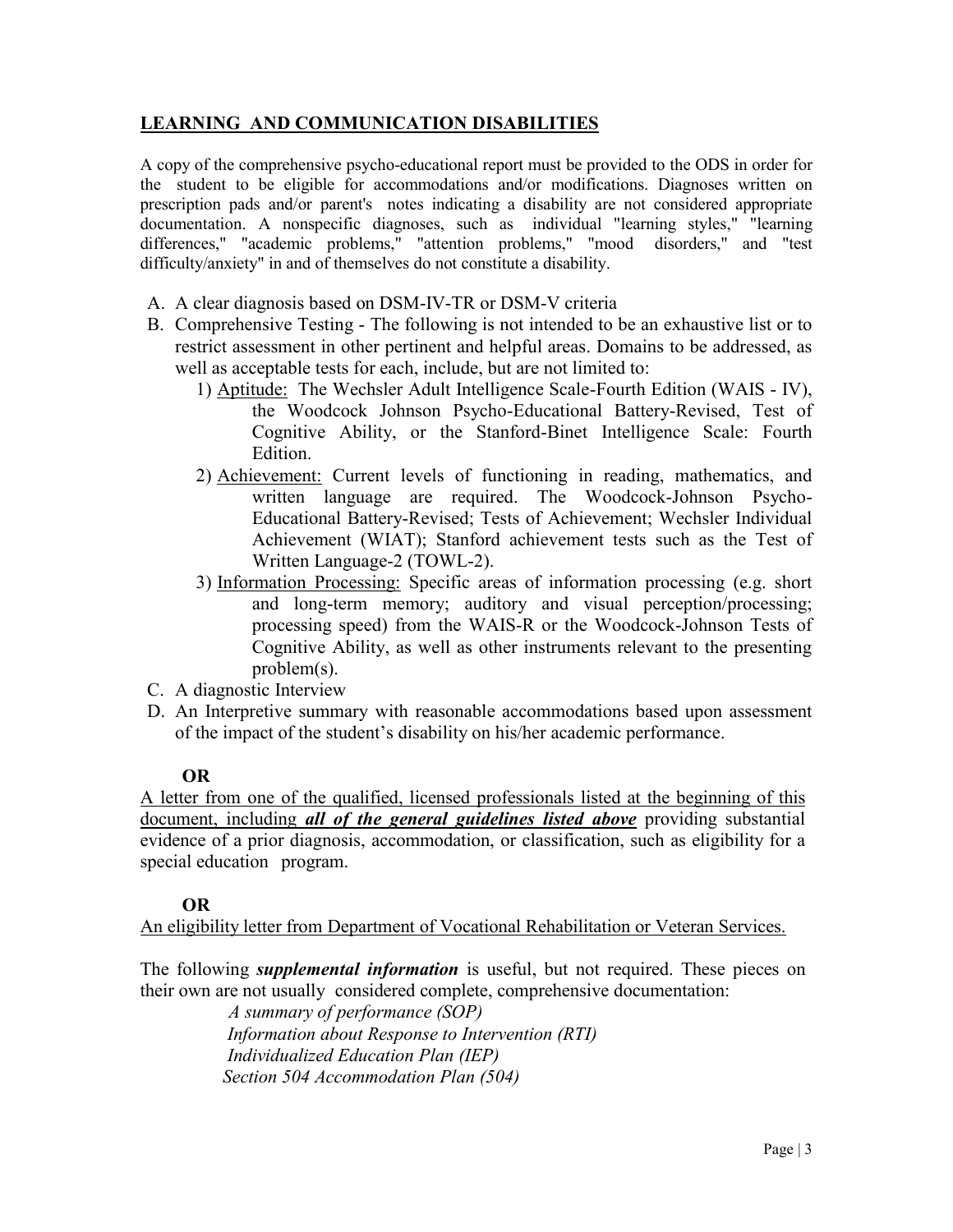## LEARNING AND COMMUNICATION DISABILITIES

A copy of the comprehensive psycho-educational report must be provided to the ODS in order for the student to be eligible for accommodations and/or modifications. Diagnoses written on prescription pads and/or parent's notes indicating a disability are not considered appropriate documentation. A nonspecific diagnoses, such as individual "learning styles," "learning differences," "academic problems," "attention problems," "mood disorders," and "test difficulty/anxiety" in and of themselves do not constitute a disability.

A. A clear diagnosis based on DSM-IV-TR or DSM-V criteria
B. Comprehensive Testing - The following is not intended to be an exhaustive list or to restrict assessment in other pertinent and helpful areas. Domains to be addressed, as well as acceptable tests for each, include, but are not limited to:
   1) Aptitude: The Wechsler Adult Intelligence Scale-Fourth Edition (WAIS - IV), the Woodcock Johnson Psycho-Educational Battery-Revised, Test of Cognitive Ability, or the Stanford-Binet Intelligence Scale: Fourth Edition.
   2) Achievement: Current levels of functioning in reading, mathematics, and written language are required. The Woodcock-Johnson Psycho-Educational Battery-Revised; Tests of Achievement; Wechsler Individual Achievement (WIAT); Stanford achievement tests such as the Test of Written Language-2 (TOWL-2).
   3) Information Processing: Specific areas of information processing (e.g. short and long-term memory; auditory and visual perception/processing; processing speed) from the WAIS-R or the Woodcock-Johnson Tests of Cognitive Ability, as well as other instruments relevant to the presenting problem(s).
C. A diagnostic Interview
D. An Interpretive summary with reasonable accommodations based upon assessment of the impact of the student's disability on his/her academic performance.

**OR**

A letter from one of the qualified, licensed professionals listed at the beginning of this document, including ***all of the general guidelines listed above*** providing substantial evidence of a prior diagnosis, accommodation, or classification, such as eligibility for a special education program.

**OR**

An eligibility letter from Department of Vocational Rehabilitation or Veteran Services.

The following ***supplemental information*** is useful, but not required. These pieces on their own are not usually considered complete, comprehensive documentation:

*A summary of performance (SOP)*
*Information about Response to Intervention (RTI)*
*Individualized Education Plan (IEP)*
*Section 504 Accommodation Plan (504)*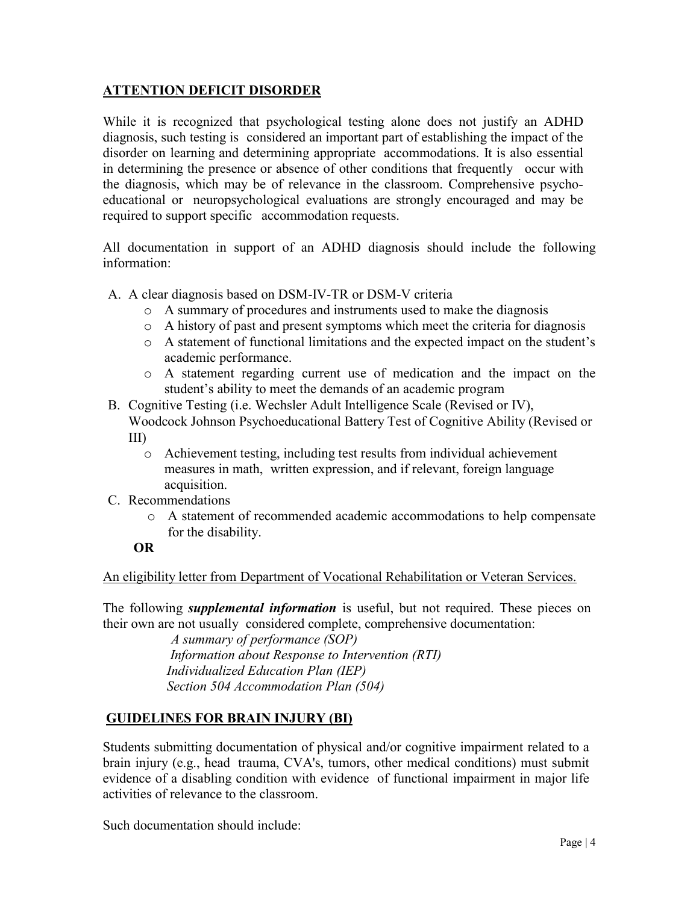## **ATTENTION DEFICIT DISORDER**

While it is recognized that psychological testing alone does not justify an ADHD diagnosis, such testing is considered an important part of establishing the impact of the disorder on learning and determining appropriate accommodations. It is also essential in determining the presence or absence of other conditions that frequently occur with the diagnosis, which may be of relevance in the classroom. Comprehensive psycho-educational or neuropsychological evaluations are strongly encouraged and may be required to support specific accommodation requests.

All documentation in support of an ADHD diagnosis should include the following information:

A. A clear diagnosis based on DSM-IV-TR or DSM-V criteria
   - A summary of procedures and instruments used to make the diagnosis
   - A history of past and present symptoms which meet the criteria for diagnosis
   - A statement of functional limitations and the expected impact on the student's academic performance.
   - A statement regarding current use of medication and the impact on the student's ability to meet the demands of an academic program

B. Cognitive Testing (i.e. Wechsler Adult Intelligence Scale (Revised or IV), Woodcock Johnson Psychoeducational Battery Test of Cognitive Ability (Revised or III)
   - Achievement testing, including test results from individual achievement measures in math, written expression, and if relevant, foreign language acquisition.

C. Recommendations
   - A statement of recommended academic accommodations to help compensate for the disability.

**OR**

An eligibility letter from Department of Vocational Rehabilitation or Veteran Services.

The following ***supplemental information*** is useful, but not required. These pieces on their own are not usually considered complete, comprehensive documentation:

*A summary of performance (SOP)*
*Information about Response to Intervention (RTI)*
*Individualized Education Plan (IEP)*
*Section 504 Accommodation Plan (504)*

## **GUIDELINES FOR BRAIN INJURY (BI)**

Students submitting documentation of physical and/or cognitive impairment related to a brain injury (e.g., head trauma, CVA's, tumors, other medical conditions) must submit evidence of a disabling condition with evidence of functional impairment in major life activities of relevance to the classroom.

Such documentation should include: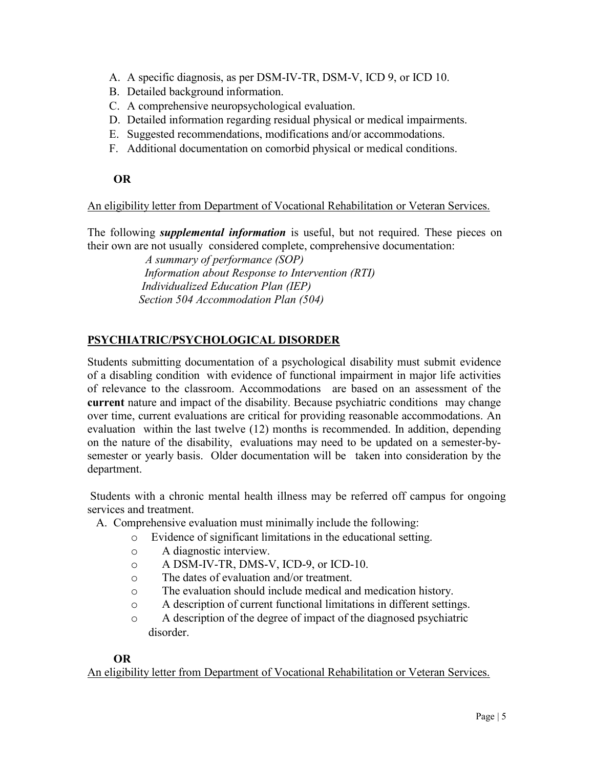A. A specific diagnosis, as per DSM-IV-TR, DSM-V, ICD 9, or ICD 10.
B. Detailed background information.
C. A comprehensive neuropsychological evaluation.
D. Detailed information regarding residual physical or medical impairments.
E. Suggested recommendations, modifications and/or accommodations.
F. Additional documentation on comorbid physical or medical conditions.

**OR**

An eligibility letter from Department of Vocational Rehabilitation or Veteran Services.

The following ***supplemental information*** is useful, but not required. These pieces on their own are not usually considered complete, comprehensive documentation:

*A summary of performance (SOP)*
*Information about Response to Intervention (RTI)*
*Individualized Education Plan (IEP)*
*Section 504 Accommodation Plan (504)*

## PSYCHIATRIC/PSYCHOLOGICAL DISORDER

Students submitting documentation of a psychological disability must submit evidence of a disabling condition with evidence of functional impairment in major life activities of relevance to the classroom. Accommodations are based on an assessment of the **current** nature and impact of the disability. Because psychiatric conditions may change over time, current evaluations are critical for providing reasonable accommodations. An evaluation within the last twelve (12) months is recommended. In addition, depending on the nature of the disability, evaluations may need to be updated on a semester-by-semester or yearly basis. Older documentation will be taken into consideration by the department.

Students with a chronic mental health illness may be referred off campus for ongoing services and treatment.

A. Comprehensive evaluation must minimally include the following:
   - Evidence of significant limitations in the educational setting.
   - A diagnostic interview.
   - A DSM-IV-TR, DMS-V, ICD-9, or ICD-10.
   - The dates of evaluation and/or treatment.
   - The evaluation should include medical and medication history.
   - A description of current functional limitations in different settings.
   - A description of the degree of impact of the diagnosed psychiatric disorder.

**OR**

An eligibility letter from Department of Vocational Rehabilitation or Veteran Services.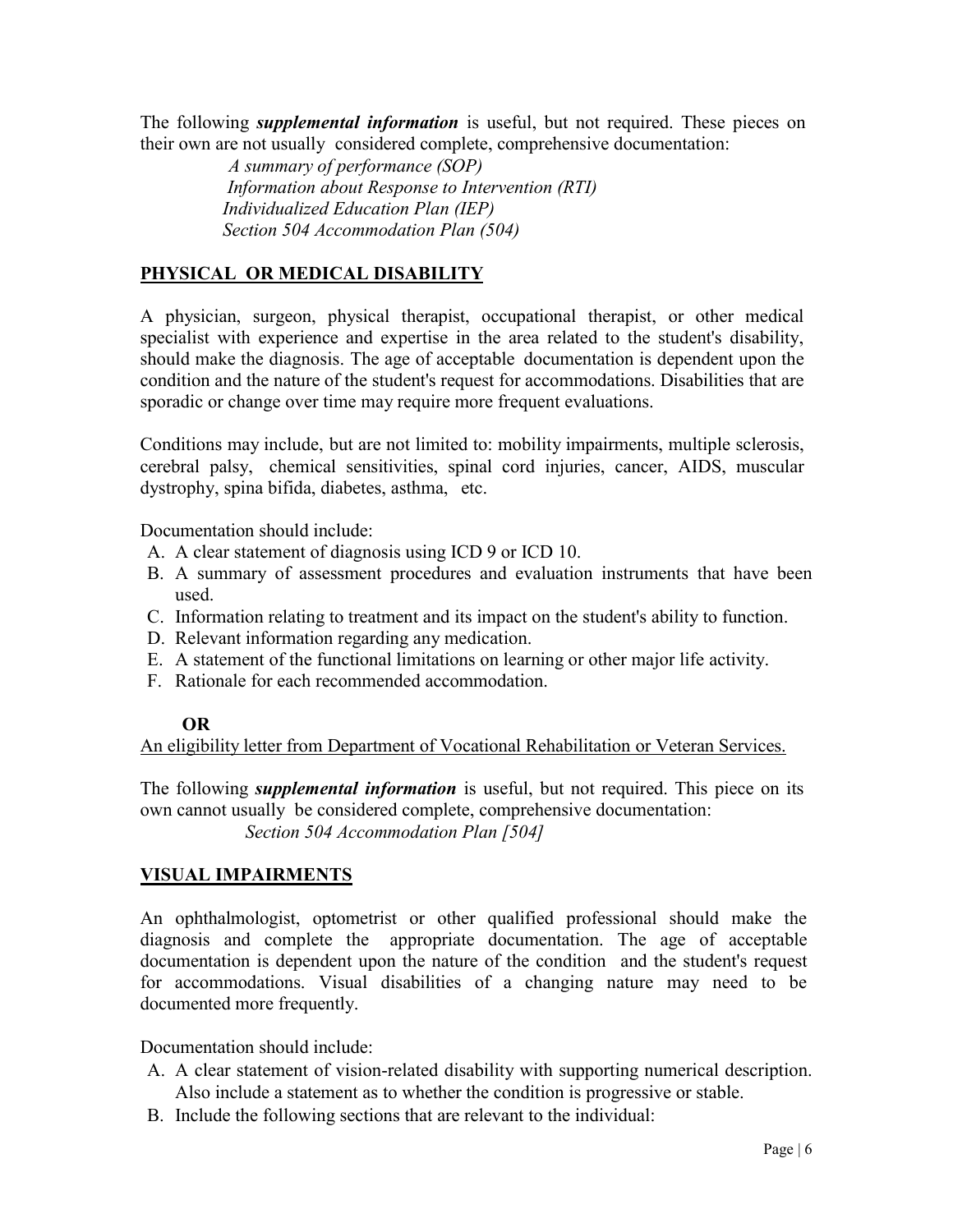The following ***supplemental information*** is useful, but not required. These pieces on their own are not usually considered complete, comprehensive documentation:

*A summary of performance (SOP)*  
*Information about Response to Intervention (RTI)*  
*Individualized Education Plan (IEP)*  
*Section 504 Accommodation Plan (504)*

## PHYSICAL OR MEDICAL DISABILITY

A physician, surgeon, physical therapist, occupational therapist, or other medical specialist with experience and expertise in the area related to the student's disability, should make the diagnosis. The age of acceptable documentation is dependent upon the condition and the nature of the student's request for accommodations. Disabilities that are sporadic or change over time may require more frequent evaluations.

Conditions may include, but are not limited to: mobility impairments, multiple sclerosis, cerebral palsy, chemical sensitivities, spinal cord injuries, cancer, AIDS, muscular dystrophy, spina bifida, diabetes, asthma, etc.

Documentation should include:

A. A clear statement of diagnosis using ICD 9 or ICD 10.
B. A summary of assessment procedures and evaluation instruments that have been used.
C. Information relating to treatment and its impact on the student's ability to function.
D. Relevant information regarding any medication.
E. A statement of the functional limitations on learning or other major life activity.
F. Rationale for each recommended accommodation.

**OR**

An eligibility letter from Department of Vocational Rehabilitation or Veteran Services.

The following ***supplemental information*** is useful, but not required. This piece on its own cannot usually be considered complete, comprehensive documentation:

*Section 504 Accommodation Plan [504]*

## VISUAL IMPAIRMENTS

An ophthalmologist, optometrist or other qualified professional should make the diagnosis and complete the appropriate documentation. The age of acceptable documentation is dependent upon the nature of the condition and the student's request for accommodations. Visual disabilities of a changing nature may need to be documented more frequently.

Documentation should include:

A. A clear statement of vision-related disability with supporting numerical description. Also include a statement as to whether the condition is progressive or stable.
B. Include the following sections that are relevant to the individual: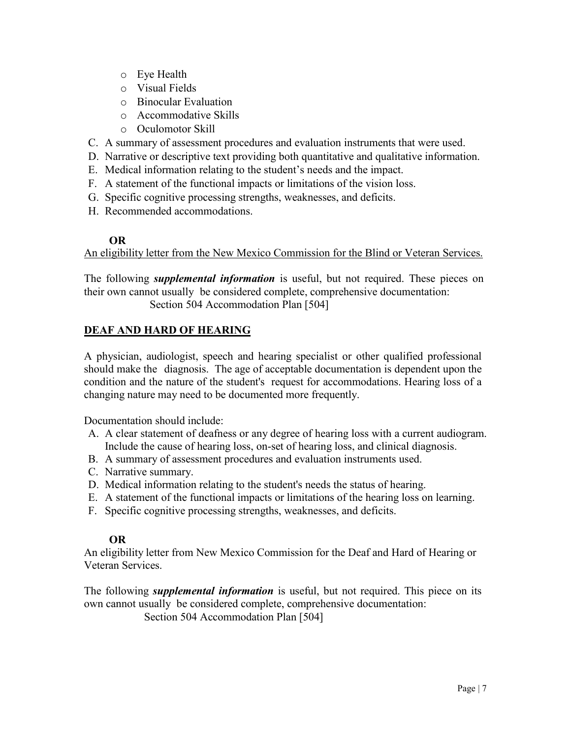- Eye Health
- Visual Fields
- Binocular Evaluation
- Accommodative Skills
- Oculomotor Skill

C. A summary of assessment procedures and evaluation instruments that were used.
D. Narrative or descriptive text providing both quantitative and qualitative information.
E. Medical information relating to the student's needs and the impact.
F. A statement of the functional impacts or limitations of the vision loss.
G. Specific cognitive processing strengths, weaknesses, and deficits.
H. Recommended accommodations.

**OR**

An eligibility letter from the New Mexico Commission for the Blind or Veteran Services.

The following ***supplemental information*** is useful, but not required. These pieces on their own cannot usually be considered complete, comprehensive documentation:

Section 504 Accommodation Plan [504]

## DEAF AND HARD OF HEARING

A physician, audiologist, speech and hearing specialist or other qualified professional should make the diagnosis. The age of acceptable documentation is dependent upon the condition and the nature of the student's request for accommodations. Hearing loss of a changing nature may need to be documented more frequently.

Documentation should include:

A. A clear statement of deafness or any degree of hearing loss with a current audiogram. Include the cause of hearing loss, on-set of hearing loss, and clinical diagnosis.
B. A summary of assessment procedures and evaluation instruments used.
C. Narrative summary.
D. Medical information relating to the student's needs the status of hearing.
E. A statement of the functional impacts or limitations of the hearing loss on learning.
F. Specific cognitive processing strengths, weaknesses, and deficits.

**OR**

An eligibility letter from New Mexico Commission for the Deaf and Hard of Hearing or Veteran Services.

The following ***supplemental information*** is useful, but not required. This piece on its own cannot usually be considered complete, comprehensive documentation:

Section 504 Accommodation Plan [504]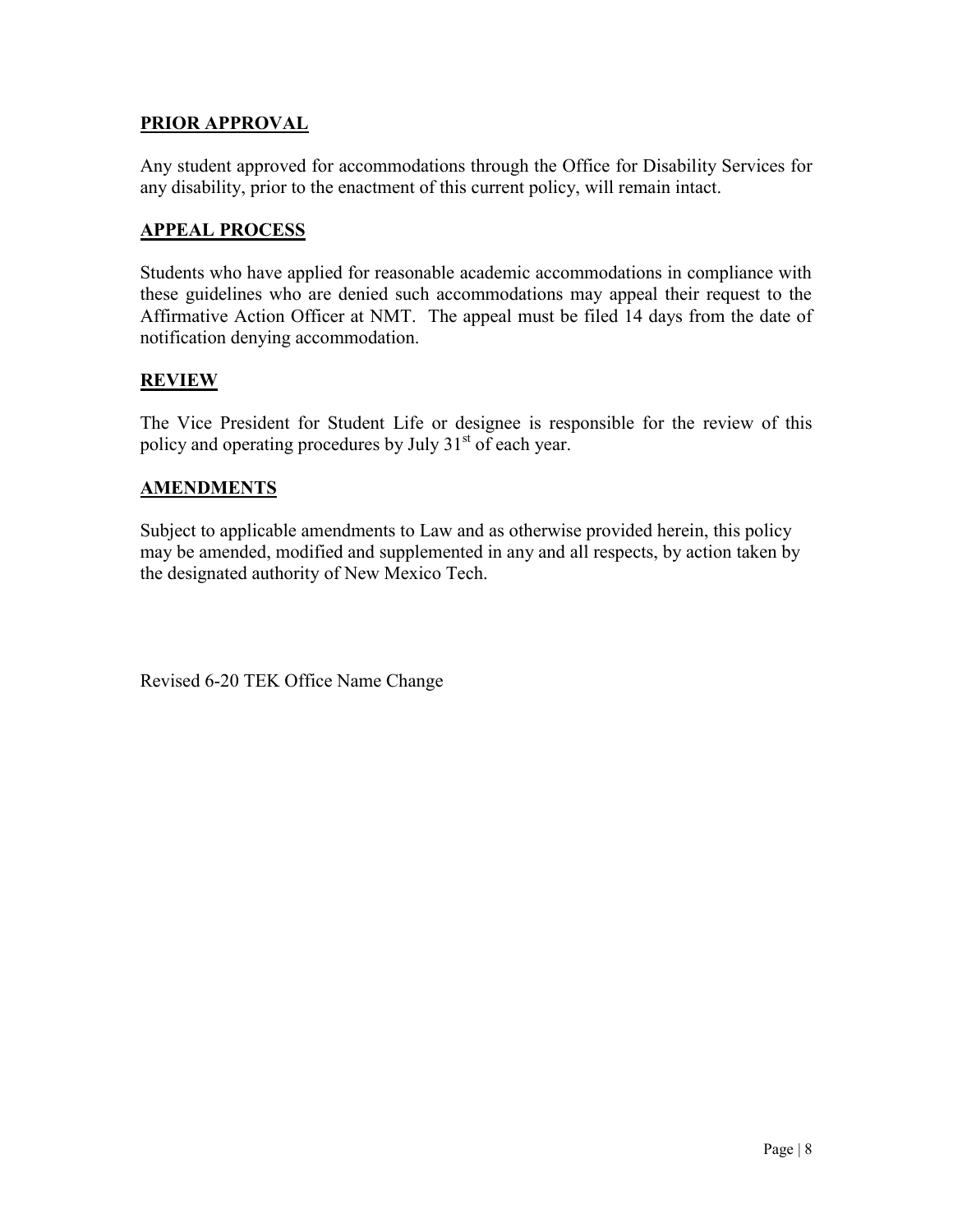## PRIOR APPROVAL

Any student approved for accommodations through the Office for Disability Services for any disability, prior to the enactment of this current policy, will remain intact.

## APPEAL PROCESS

Students who have applied for reasonable academic accommodations in compliance with these guidelines who are denied such accommodations may appeal their request to the Affirmative Action Officer at NMT. The appeal must be filed 14 days from the date of notification denying accommodation.

## REVIEW

The Vice President for Student Life or designee is responsible for the review of this policy and operating procedures by July 31st of each year.

## AMENDMENTS

Subject to applicable amendments to Law and as otherwise provided herein, this policy may be amended, modified and supplemented in any and all respects, by action taken by the designated authority of New Mexico Tech.

Revised 6-20 TEK Office Name Change